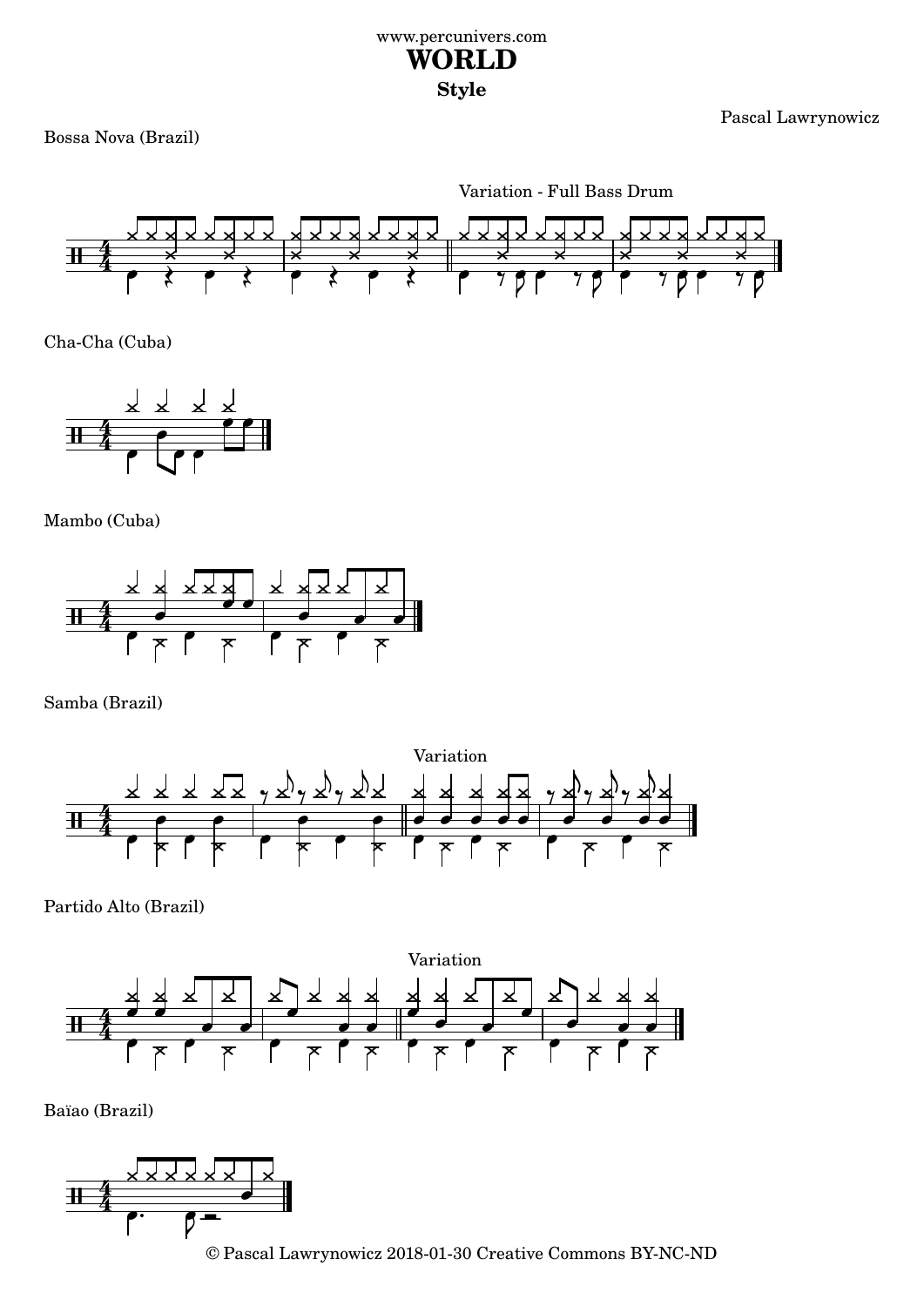www.percunivers.com

# WORLD

## Style

Pascal Lawrynowicz

Bossa Nova (Brazil)

Variation - Full Bass Drum

Cha-Cha (Cuba)

Mambo (Cuba)

Samba (Brazil)

Variation

Partido Alto (Brazil)

Variation

Baïao (Brazil)

© Pascal Lawrynowicz 2018-01-30 Creative Commons BY-NC-ND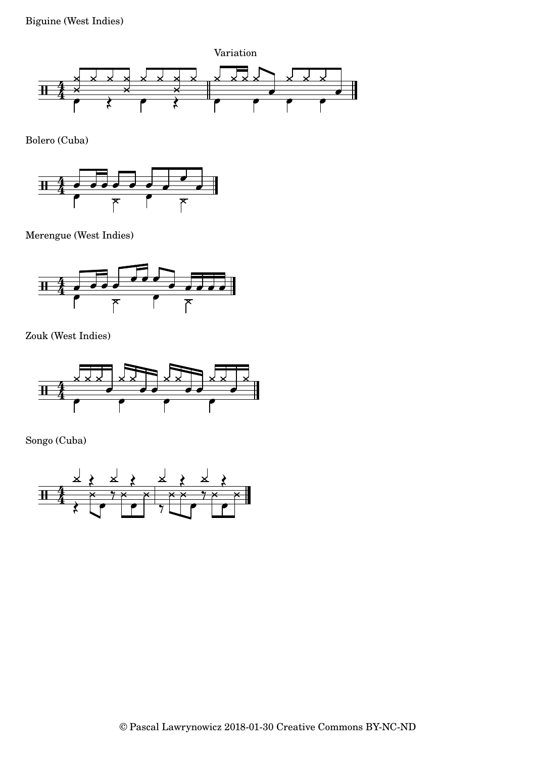Biguine (West Indies)

Variation

Bolero (Cuba)

Merengue (West Indies)

Zouk (West Indies)

Songo (Cuba)

© Pascal Lawrynowicz 2018-01-30 Creative Commons BY-NC-ND